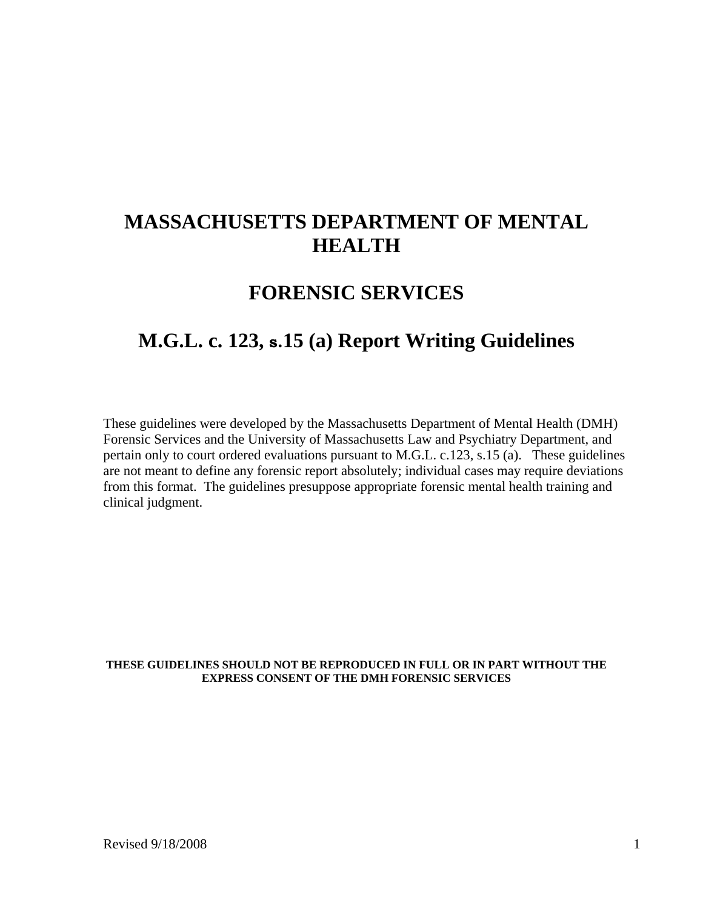# MASSACHUSETTS DEPARTMENT OF MENTAL HEALTH

## FORENSIC SERVICES

## M.G.L. c. 123, s.15 (a) Report Writing Guidelines

These guidelines were developed by the Massachusetts Department of Mental Health (DMH) Forensic Services and the University of Massachusetts Law and Psychiatry Department, and pertain only to court ordered evaluations pursuant to M.G.L. c.123, s.15 (a). These guidelines are not meant to define any forensic report absolutely; individual cases may require deviations from this format. The guidelines presuppose appropriate forensic mental health training and clinical judgment.

**THESE GUIDELINES SHOULD NOT BE REPRODUCED IN FULL OR IN PART WITHOUT THE EXPRESS CONSENT OF THE DMH FORENSIC SERVICES**

Revised 9/18/2008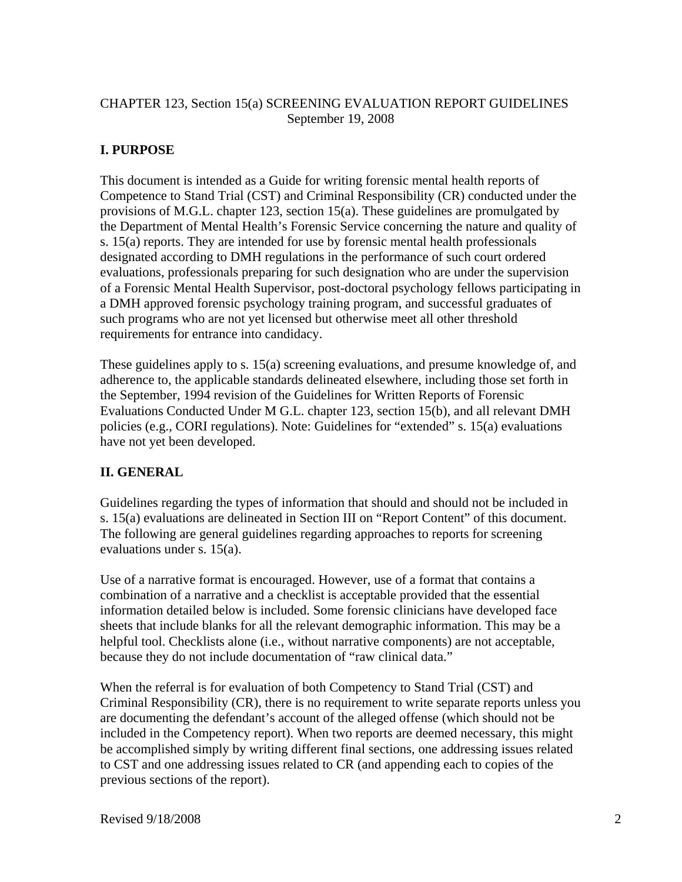CHAPTER 123, Section 15(a) SCREENING EVALUATION REPORT GUIDELINES
September 19, 2008

## I. PURPOSE

This document is intended as a Guide for writing forensic mental health reports of Competence to Stand Trial (CST) and Criminal Responsibility (CR) conducted under the provisions of M.G.L. chapter 123, section 15(a). These guidelines are promulgated by the Department of Mental Health's Forensic Service concerning the nature and quality of s. 15(a) reports. They are intended for use by forensic mental health professionals designated according to DMH regulations in the performance of such court ordered evaluations, professionals preparing for such designation who are under the supervision of a Forensic Mental Health Supervisor, post-doctoral psychology fellows participating in a DMH approved forensic psychology training program, and successful graduates of such programs who are not yet licensed but otherwise meet all other threshold requirements for entrance into candidacy.

These guidelines apply to s. 15(a) screening evaluations, and presume knowledge of, and adherence to, the applicable standards delineated elsewhere, including those set forth in the September, 1994 revision of the Guidelines for Written Reports of Forensic Evaluations Conducted Under M G.L. chapter 123, section 15(b), and all relevant DMH policies (e.g., CORI regulations). Note: Guidelines for "extended" s. 15(a) evaluations have not yet been developed.

## II. GENERAL

Guidelines regarding the types of information that should and should not be included in s. 15(a) evaluations are delineated in Section III on "Report Content" of this document. The following are general guidelines regarding approaches to reports for screening evaluations under s. 15(a).

Use of a narrative format is encouraged. However, use of a format that contains a combination of a narrative and a checklist is acceptable provided that the essential information detailed below is included. Some forensic clinicians have developed face sheets that include blanks for all the relevant demographic information. This may be a helpful tool. Checklists alone (i.e., without narrative components) are not acceptable, because they do not include documentation of "raw clinical data."

When the referral is for evaluation of both Competency to Stand Trial (CST) and Criminal Responsibility (CR), there is no requirement to write separate reports unless you are documenting the defendant's account of the alleged offense (which should not be included in the Competency report). When two reports are deemed necessary, this might be accomplished simply by writing different final sections, one addressing issues related to CST and one addressing issues related to CR (and appending each to copies of the previous sections of the report).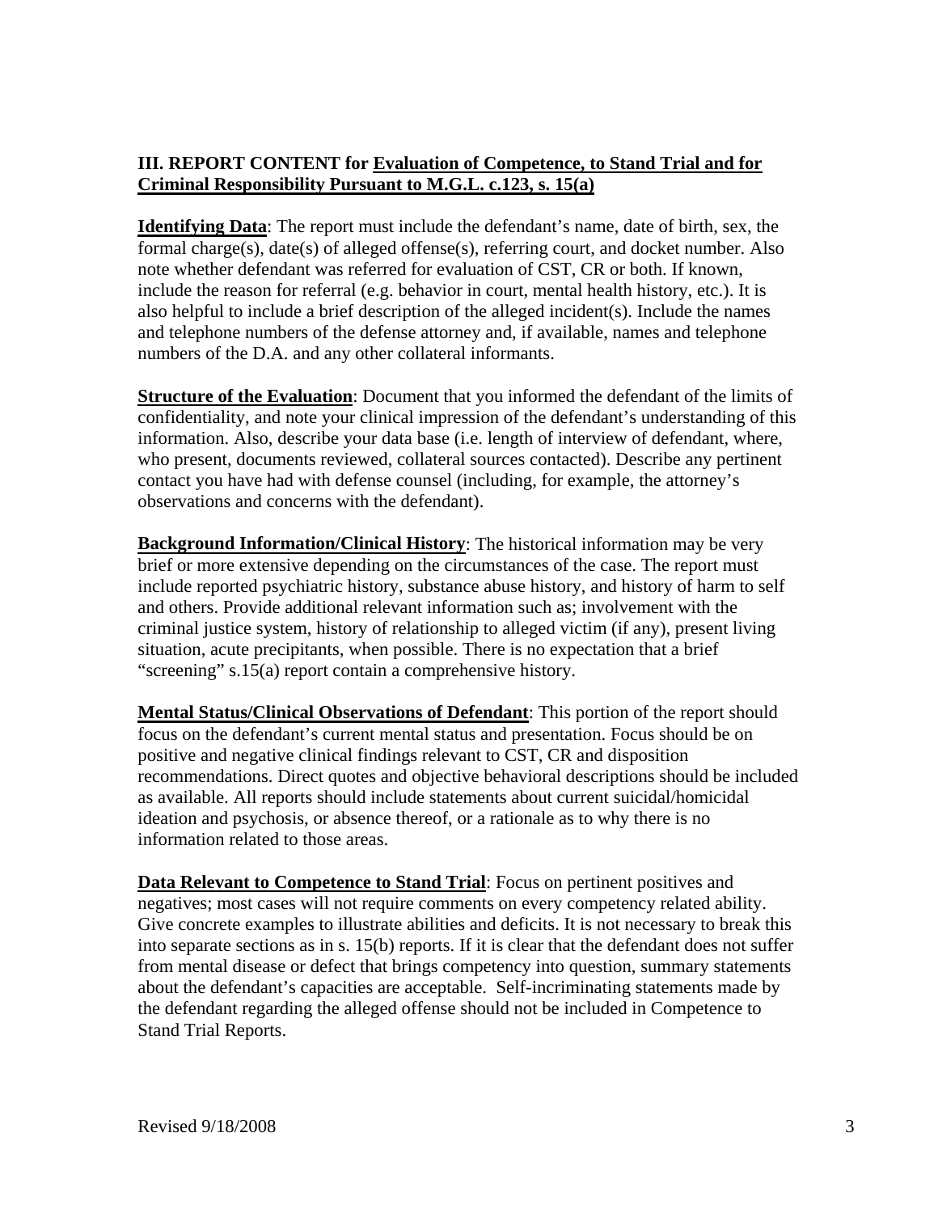### III. REPORT CONTENT for <u>Evaluation of Competence, to Stand Trial and for Criminal Responsibility Pursuant to M.G.L. c.123, s. 15(a)</u>

**<u>Identifying Data</u>**: The report must include the defendant's name, date of birth, sex, the formal charge(s), date(s) of alleged offense(s), referring court, and docket number. Also note whether defendant was referred for evaluation of CST, CR or both. If known, include the reason for referral (e.g. behavior in court, mental health history, etc.). It is also helpful to include a brief description of the alleged incident(s). Include the names and telephone numbers of the defense attorney and, if available, names and telephone numbers of the D.A. and any other collateral informants.

**<u>Structure of the Evaluation</u>**: Document that you informed the defendant of the limits of confidentiality, and note your clinical impression of the defendant's understanding of this information. Also, describe your data base (i.e. length of interview of defendant, where, who present, documents reviewed, collateral sources contacted). Describe any pertinent contact you have had with defense counsel (including, for example, the attorney's observations and concerns with the defendant).

**<u>Background Information/Clinical History</u>**: The historical information may be very brief or more extensive depending on the circumstances of the case. The report must include reported psychiatric history, substance abuse history, and history of harm to self and others. Provide additional relevant information such as; involvement with the criminal justice system, history of relationship to alleged victim (if any), present living situation, acute precipitants, when possible. There is no expectation that a brief "screening" s.15(a) report contain a comprehensive history.

**<u>Mental Status/Clinical Observations of Defendant</u>**: This portion of the report should focus on the defendant's current mental status and presentation. Focus should be on positive and negative clinical findings relevant to CST, CR and disposition recommendations. Direct quotes and objective behavioral descriptions should be included as available. All reports should include statements about current suicidal/homicidal ideation and psychosis, or absence thereof, or a rationale as to why there is no information related to those areas.

**<u>Data Relevant to Competence to Stand Trial</u>**: Focus on pertinent positives and negatives; most cases will not require comments on every competency related ability. Give concrete examples to illustrate abilities and deficits. It is not necessary to break this into separate sections as in s. 15(b) reports. If it is clear that the defendant does not suffer from mental disease or defect that brings competency into question, summary statements about the defendant's capacities are acceptable. Self-incriminating statements made by the defendant regarding the alleged offense should not be included in Competence to Stand Trial Reports.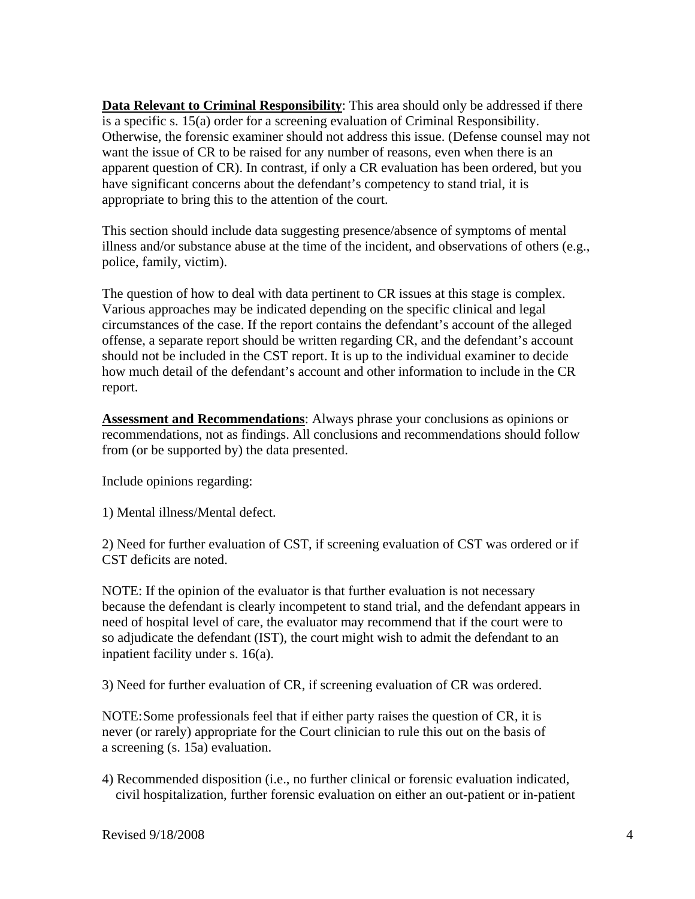**Data Relevant to Criminal Responsibility**: This area should only be addressed if there is a specific s. 15(a) order for a screening evaluation of Criminal Responsibility. Otherwise, the forensic examiner should not address this issue. (Defense counsel may not want the issue of CR to be raised for any number of reasons, even when there is an apparent question of CR). In contrast, if only a CR evaluation has been ordered, but you have significant concerns about the defendant's competency to stand trial, it is appropriate to bring this to the attention of the court.

This section should include data suggesting presence/absence of symptoms of mental illness and/or substance abuse at the time of the incident, and observations of others (e.g., police, family, victim).

The question of how to deal with data pertinent to CR issues at this stage is complex. Various approaches may be indicated depending on the specific clinical and legal circumstances of the case. If the report contains the defendant's account of the alleged offense, a separate report should be written regarding CR, and the defendant's account should not be included in the CST report. It is up to the individual examiner to decide how much detail of the defendant's account and other information to include in the CR report.

**Assessment and Recommendations**: Always phrase your conclusions as opinions or recommendations, not as findings. All conclusions and recommendations should follow from (or be supported by) the data presented.

Include opinions regarding:

1) Mental illness/Mental defect.

2) Need for further evaluation of CST, if screening evaluation of CST was ordered or if CST deficits are noted.

NOTE: If the opinion of the evaluator is that further evaluation is not necessary because the defendant is clearly incompetent to stand trial, and the defendant appears in need of hospital level of care, the evaluator may recommend that if the court were to so adjudicate the defendant (IST), the court might wish to admit the defendant to an inpatient facility under s. 16(a).

3) Need for further evaluation of CR, if screening evaluation of CR was ordered.

NOTE: Some professionals feel that if either party raises the question of CR, it is never (or rarely) appropriate for the Court clinician to rule this out on the basis of a screening (s. 15a) evaluation.

4) Recommended disposition (i.e., no further clinical or forensic evaluation indicated, civil hospitalization, further forensic evaluation on either an out-patient or in-patient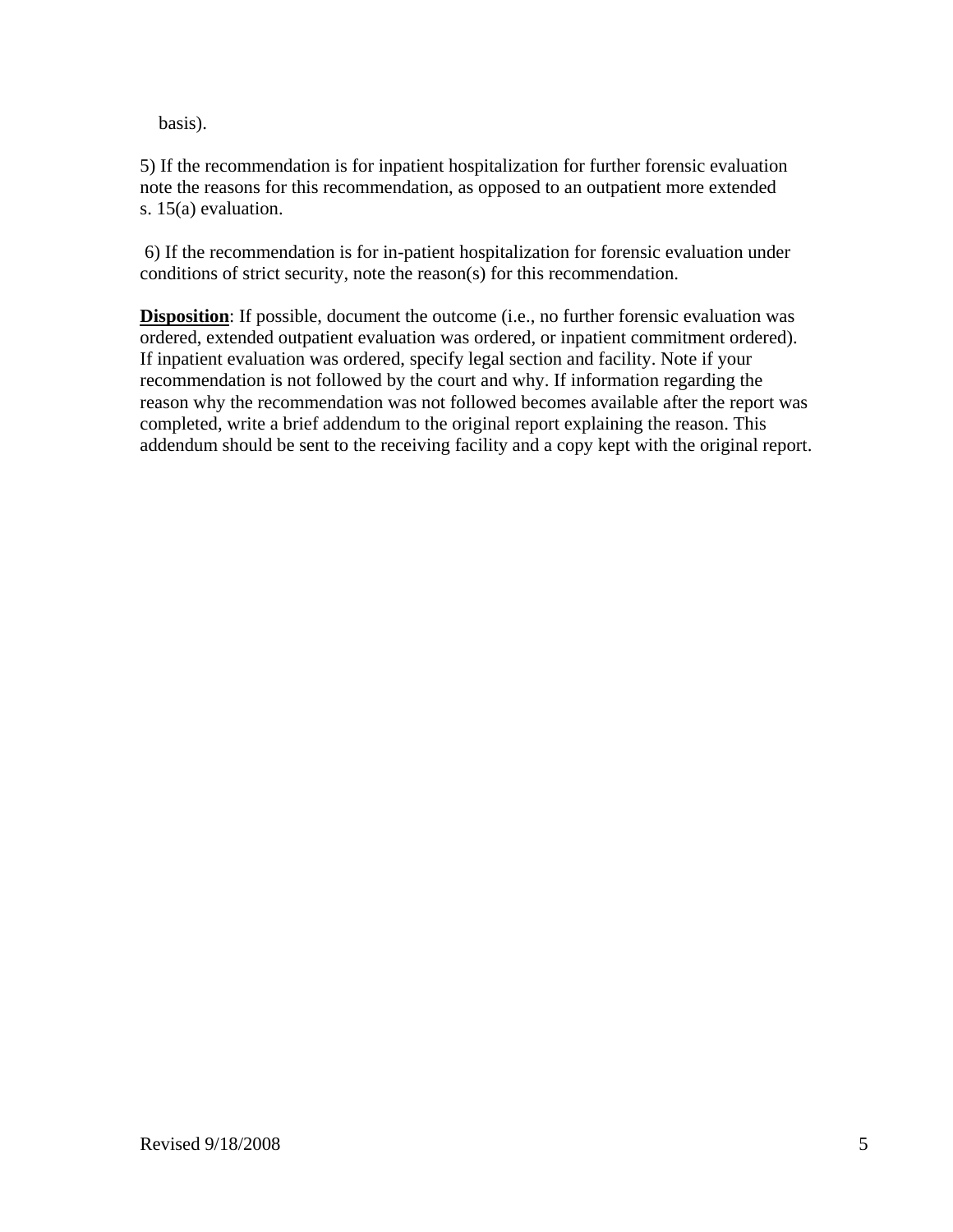basis).

5) If the recommendation is for inpatient hospitalization for further forensic evaluation note the reasons for this recommendation, as opposed to an outpatient more extended s. 15(a) evaluation.

6) If the recommendation is for in-patient hospitalization for forensic evaluation under conditions of strict security, note the reason(s) for this recommendation.

**Disposition**: If possible, document the outcome (i.e., no further forensic evaluation was ordered, extended outpatient evaluation was ordered, or inpatient commitment ordered). If inpatient evaluation was ordered, specify legal section and facility. Note if your recommendation is not followed by the court and why. If information regarding the reason why the recommendation was not followed becomes available after the report was completed, write a brief addendum to the original report explaining the reason. This addendum should be sent to the receiving facility and a copy kept with the original report.

Revised 9/18/2008